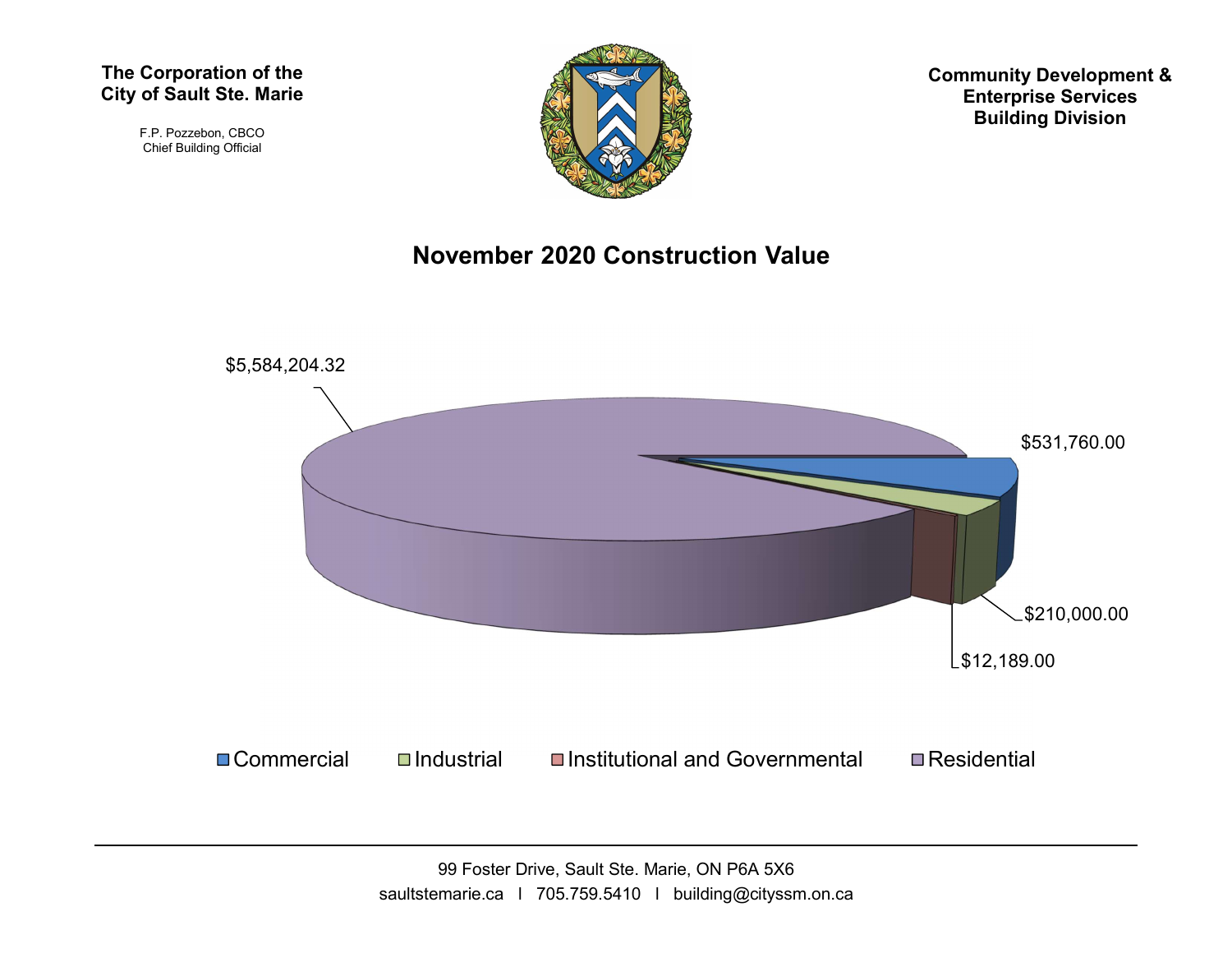**The Corporation of the City of Sault Ste. Marie**

F.P. Pozzebon, CBCO
Chief Building Official

**Community Development & Enterprise Services Building Division**

# November 2020 Construction Value

$5,584,204.32

$531,760.00

$210,000.00

$12,189.00

Commercial   Industrial   Institutional and Governmental   Residential

---

99 Foster Drive, Sault Ste. Marie, ON P6A 5X6
saultstemarie.ca | 705.759.5410 | building@cityssm.on.ca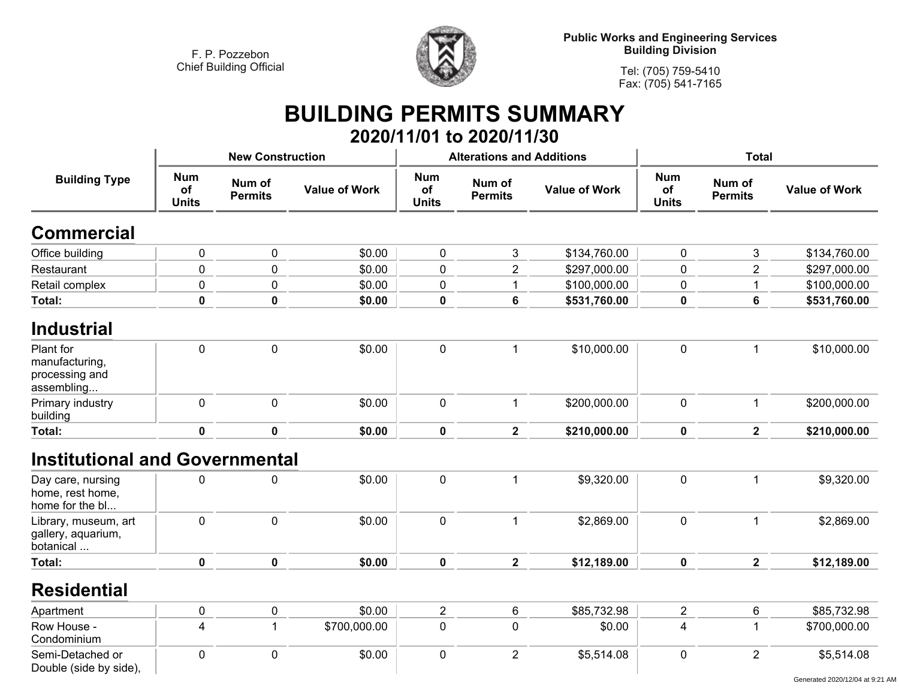F. P. Pozzebon
Chief Building Official

**Public Works and Engineering Services**
**Building Division**

Tel: (705) 759-5410
Fax: (705) 541-7165

# BUILDING PERMITS SUMMARY

## 2020/11/01 to 2020/11/30

| Building Type | New Construction | | | Alterations and Additions | | | Total | | |
|---|---|---|---|---|---|---|---|---|---|
| | Num of Units | Num of Permits | Value of Work | Num of Units | Num of Permits | Value of Work | Num of Units | Num of Permits | Value of Work |
| **Commercial** | | | | | | | | | |
| Office building | 0 | 0 | $0.00 | 0 | 3 | $134,760.00 | 0 | 3 | $134,760.00 |
| Restaurant | 0 | 0 | $0.00 | 0 | 2 | $297,000.00 | 0 | 2 | $297,000.00 |
| Retail complex | 0 | 0 | $0.00 | 0 | 1 | $100,000.00 | 0 | 1 | $100,000.00 |
| **Total:** | **0** | **0** | **$0.00** | **0** | **6** | **$531,760.00** | **0** | **6** | **$531,760.00** |
| **Industrial** | | | | | | | | | |
| Plant for manufacturing, processing and assembling... | 0 | 0 | $0.00 | 0 | 1 | $10,000.00 | 0 | 1 | $10,000.00 |
| Primary industry building | 0 | 0 | $0.00 | 0 | 1 | $200,000.00 | 0 | 1 | $200,000.00 |
| **Total:** | **0** | **0** | **$0.00** | **0** | **2** | **$210,000.00** | **0** | **2** | **$210,000.00** |
| **Institutional and Governmental** | | | | | | | | | |
| Day care, nursing home, rest home, home for the bl... | 0 | 0 | $0.00 | 0 | 1 | $9,320.00 | 0 | 1 | $9,320.00 |
| Library, museum, art gallery, aquarium, botanical ... | 0 | 0 | $0.00 | 0 | 1 | $2,869.00 | 0 | 1 | $2,869.00 |
| **Total:** | **0** | **0** | **$0.00** | **0** | **2** | **$12,189.00** | **0** | **2** | **$12,189.00** |
| **Residential** | | | | | | | | | |
| Apartment | 0 | 0 | $0.00 | 2 | 6 | $85,732.98 | 2 | 6 | $85,732.98 |
| Row House - Condominium | 4 | 1 | $700,000.00 | 0 | 0 | $0.00 | 4 | 1 | $700,000.00 |
| Semi-Detached or Double (side by side), | 0 | 0 | $0.00 | 0 | 2 | $5,514.08 | 0 | 2 | $5,514.08 |

Generated 2020/12/04 at 9:21 AM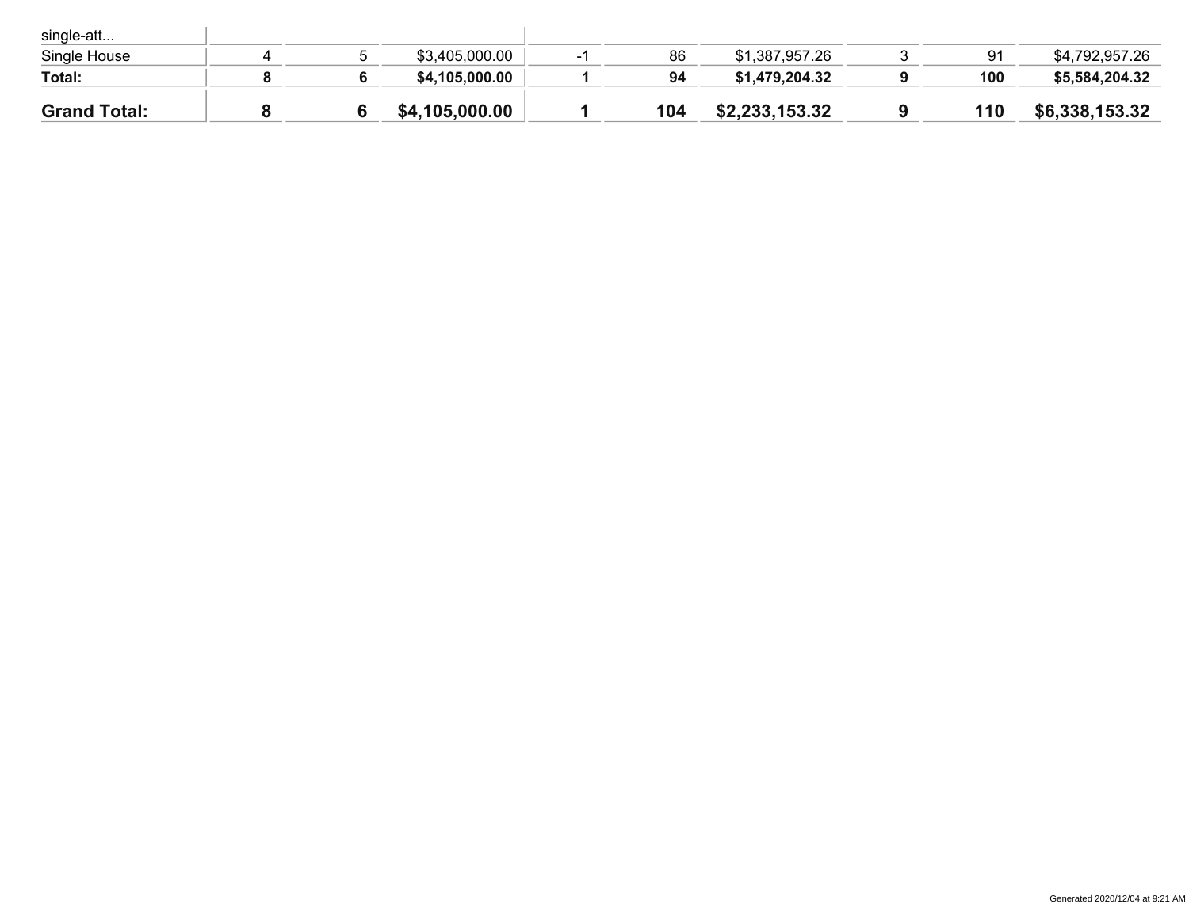| | | | | | | | | | |
|---|---|---|---|---|---|---|---|---|---|
| single-att... | | | | | | | | | |
| Single House | 4 | 5 | $3,405,000.00 | -1 | 86 | $1,387,957.26 | 3 | 91 | $4,792,957.26 |
| **Total:** | **8** | **6** | **$4,105,000.00** | **1** | **94** | **$1,479,204.32** | **9** | **100** | **$5,584,204.32** |
| **Grand Total:** | **8** | **6** | **$4,105,000.00** | **1** | **104** | **$2,233,153.32** | **9** | **110** | **$6,338,153.32** |

Generated 2020/12/04 at 9:21 AM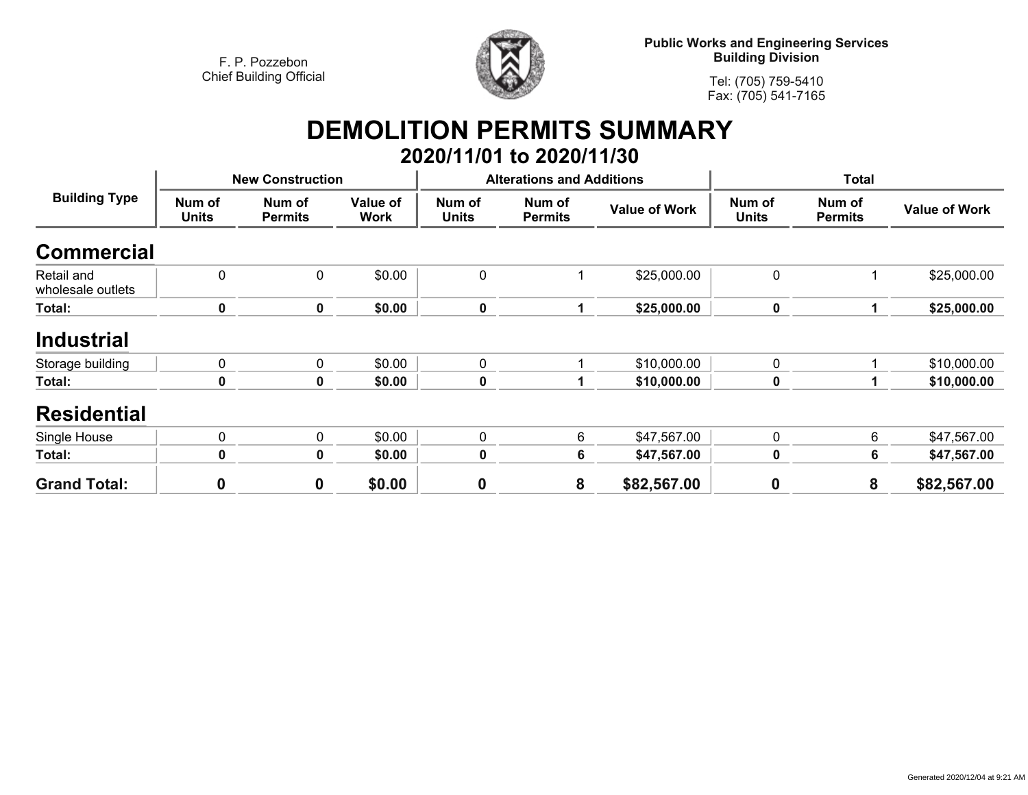F. P. Pozzebon
Chief Building Official

**Public Works and Engineering Services**
**Building Division**

Tel: (705) 759-5410
Fax: (705) 541-7165

# DEMOLITION PERMITS SUMMARY

## 2020/11/01 to 2020/11/30

| Building Type | New Construction | | | Alterations and Additions | | | Total | | |
|---|---|---|---|---|---|---|---|---|---|
| | Num of Units | Num of Permits | Value of Work | Num of Units | Num of Permits | Value of Work | Num of Units | Num of Permits | Value of Work |
| **Commercial** | | | | | | | | | |
| Retail and wholesale outlets | 0 | 0 | $0.00 | 0 | 1 | $25,000.00 | 0 | 1 | $25,000.00 |
| **Total:** | **0** | **0** | **$0.00** | **0** | **1** | **$25,000.00** | **0** | **1** | **$25,000.00** |
| **Industrial** | | | | | | | | | |
| Storage building | 0 | 0 | $0.00 | 0 | 1 | $10,000.00 | 0 | 1 | $10,000.00 |
| **Total:** | **0** | **0** | **$0.00** | **0** | **1** | **$10,000.00** | **0** | **1** | **$10,000.00** |
| **Residential** | | | | | | | | | |
| Single House | 0 | 0 | $0.00 | 0 | 6 | $47,567.00 | 0 | 6 | $47,567.00 |
| **Total:** | **0** | **0** | **$0.00** | **0** | **6** | **$47,567.00** | **0** | **6** | **$47,567.00** |
| **Grand Total:** | **0** | **0** | **$0.00** | **0** | **8** | **$82,567.00** | **0** | **8** | **$82,567.00** |

Generated 2020/12/04 at 9:21 AM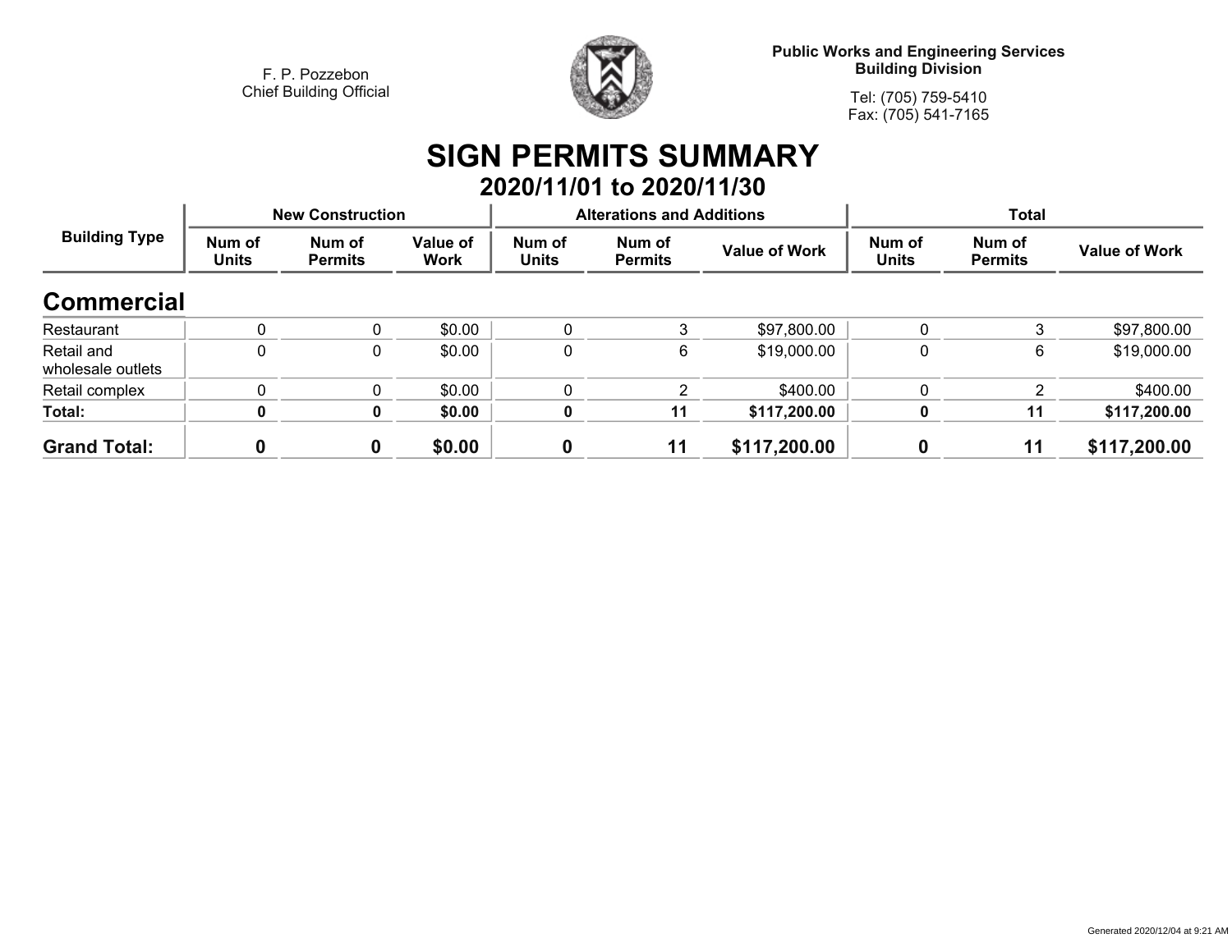F. P. Pozzebon
Chief Building Official

**Public Works and Engineering Services**
**Building Division**

Tel: (705) 759-5410
Fax: (705) 541-7165

# SIGN PERMITS SUMMARY

## 2020/11/01 to 2020/11/30

| Building Type | New Construction | | | Alterations and Additions | | | Total | | |
|---|---|---|---|---|---|---|---|---|---|
| | Num of Units | Num of Permits | Value of Work | Num of Units | Num of Permits | Value of Work | Num of Units | Num of Permits | Value of Work |
| **Commercial** | | | | | | | | | |
| Restaurant | 0 | 0 | $0.00 | 0 | 3 | $97,800.00 | 0 | 3 | $97,800.00 |
| Retail and wholesale outlets | 0 | 0 | $0.00 | 0 | 6 | $19,000.00 | 0 | 6 | $19,000.00 |
| Retail complex | 0 | 0 | $0.00 | 0 | 2 | $400.00 | 0 | 2 | $400.00 |
| **Total:** | **0** | **0** | **$0.00** | **0** | **11** | **$117,200.00** | **0** | **11** | **$117,200.00** |
| **Grand Total:** | **0** | **0** | **$0.00** | **0** | **11** | **$117,200.00** | **0** | **11** | **$117,200.00** |

Generated 2020/12/04 at 9:21 AM